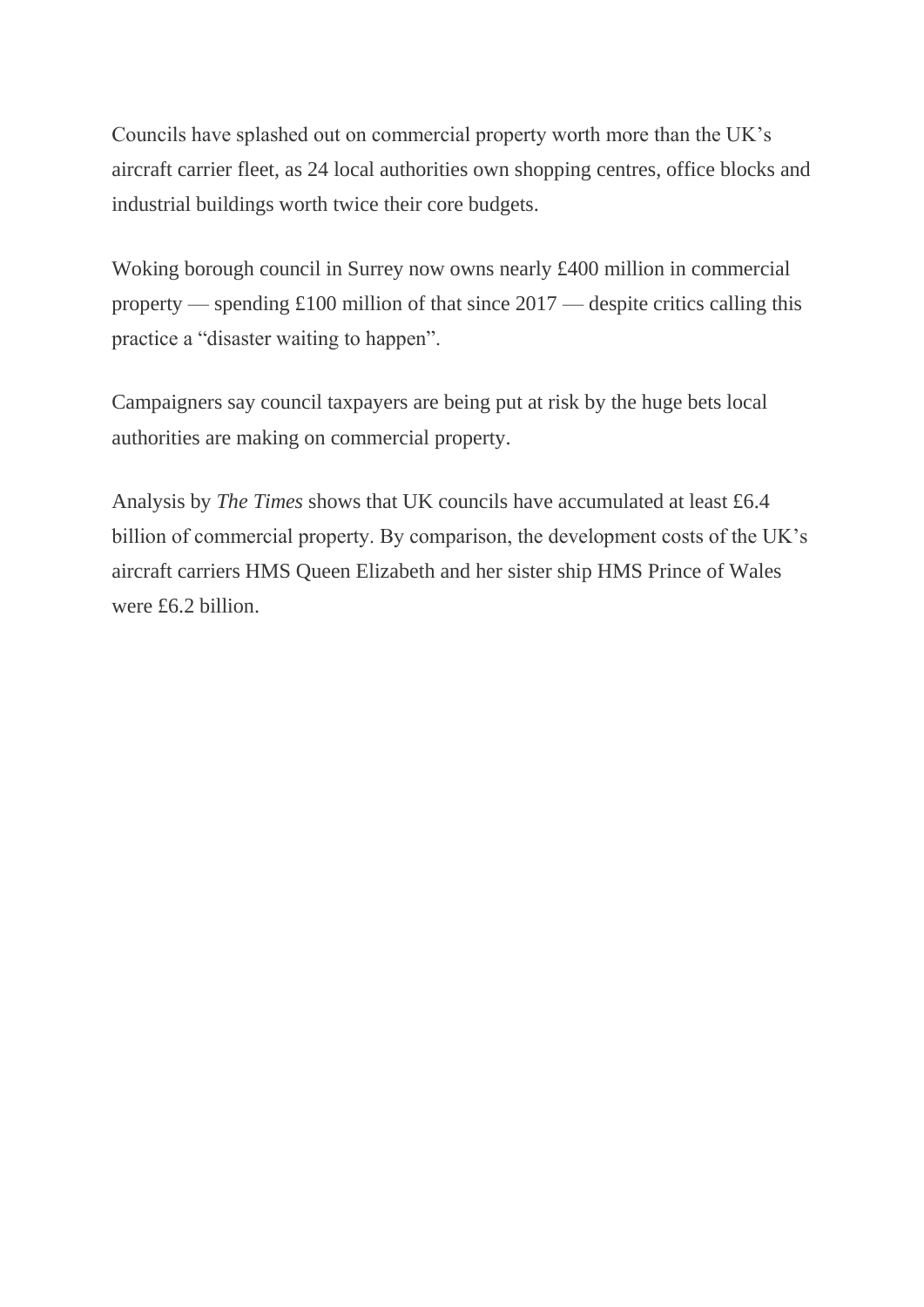Councils have splashed out on commercial property worth more than the UK's aircraft carrier fleet, as 24 local authorities own shopping centres, office blocks and industrial buildings worth twice their core budgets.

Woking borough council in Surrey now owns nearly £400 million in commercial property — spending £100 million of that since 2017 — despite critics calling this practice a "disaster waiting to happen".

Campaigners say council taxpayers are being put at risk by the huge bets local authorities are making on commercial property.

Analysis by *The Times* shows that UK councils have accumulated at least £6.4 billion of commercial property. By comparison, the development costs of the UK's aircraft carriers HMS Queen Elizabeth and her sister ship HMS Prince of Wales were £6.2 billion.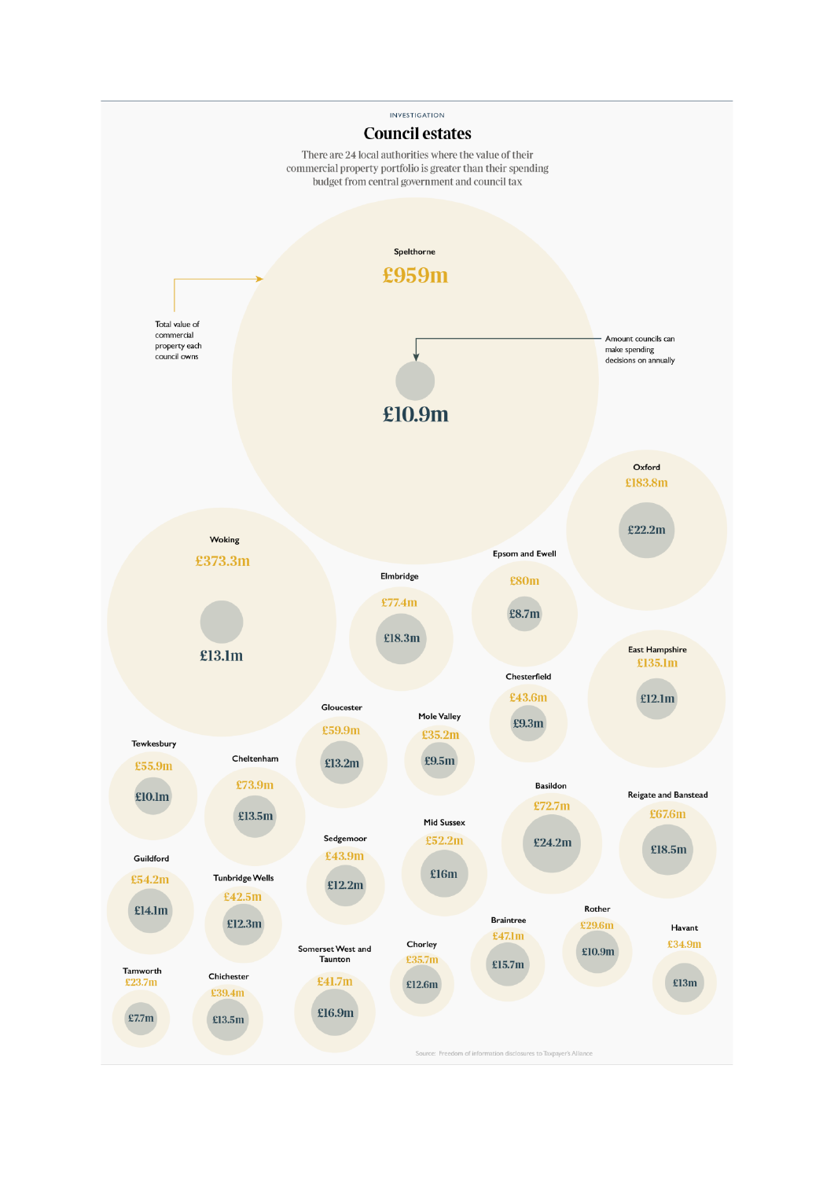INVESTIGATION

# Council estates

There are 24 local authorities where the value of their commercial property portfolio is greater than their spending budget from central government and council tax

Total value of commercial property each council owns

Amount councils can make spending decisions on annually

| Council | Total value of commercial property | Amount councils can make spending decisions on annually |
|---|---|---|
| Spelthorne | £959m | £10.9m |
| Woking | £373.3m | £13.1m |
| Oxford | £183.8m | £22.2m |
| East Hampshire | £135.1m | £12.1m |
| Epsom and Ewell | £80m | £8.7m |
| Elmbridge | £77.4m | £18.3m |
| Cheltenham | £73.9m | £13.5m |
| Basildon | £72.7m | £24.2m |
| Reigate and Banstead | £67.6m | £18.5m |
| Gloucester | £59.9m | £13.2m |
| Tewkesbury | £55.9m | £10.1m |
| Guildford | £54.2m | £14.1m |
| Mid Sussex | £52.2m | £16m |
| Braintree | £47.1m | £15.7m |
| Sedgemoor | £43.9m | £12.2m |
| Chesterfield | £43.6m | £9.3m |
| Tunbridge Wells | £42.5m | £12.3m |
| Somerset West and Taunton | £41.7m | £16.9m |
| Chichester | £39.4m | £13.5m |
| Chorley | £35.7m | £12.6m |
| Mole Valley | £35.2m | £9.5m |
| Havant | £34.9m | £13m |
| Rother | £29.6m | £10.9m |
| Tamworth | £23.7m | £7.7m |

Source: Freedom of information disclosures to Taxpayer's Alliance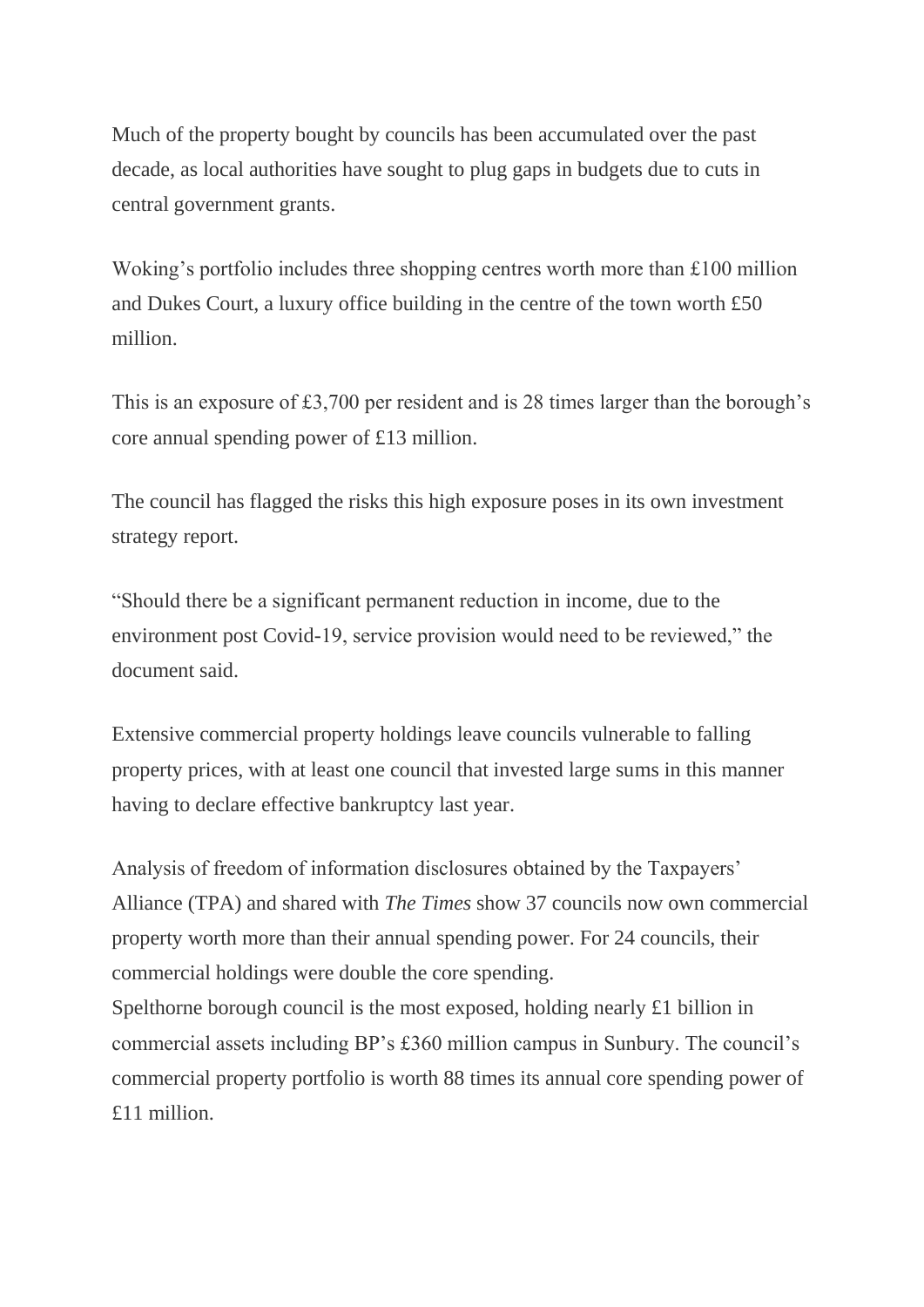Much of the property bought by councils has been accumulated over the past decade, as local authorities have sought to plug gaps in budgets due to cuts in central government grants.

Woking's portfolio includes three shopping centres worth more than £100 million and Dukes Court, a luxury office building in the centre of the town worth £50 million.

This is an exposure of £3,700 per resident and is 28 times larger than the borough's core annual spending power of £13 million.

The council has flagged the risks this high exposure poses in its own investment strategy report.

"Should there be a significant permanent reduction in income, due to the environment post Covid-19, service provision would need to be reviewed," the document said.

Extensive commercial property holdings leave councils vulnerable to falling property prices, with at least one council that invested large sums in this manner having to declare effective bankruptcy last year.

Analysis of freedom of information disclosures obtained by the Taxpayers' Alliance (TPA) and shared with *The Times* show 37 councils now own commercial property worth more than their annual spending power. For 24 councils, their commercial holdings were double the core spending.

Spelthorne borough council is the most exposed, holding nearly £1 billion in commercial assets including BP's £360 million campus in Sunbury. The council's commercial property portfolio is worth 88 times its annual core spending power of £11 million.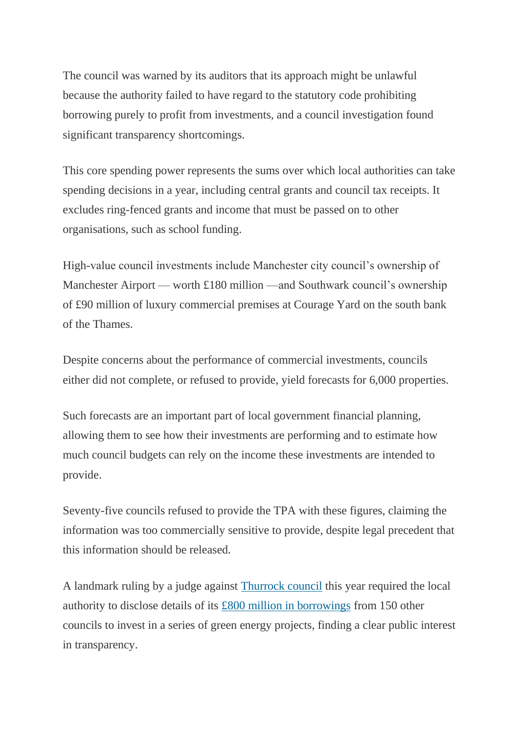The council was warned by its auditors that its approach might be unlawful because the authority failed to have regard to the statutory code prohibiting borrowing purely to profit from investments, and a council investigation found significant transparency shortcomings.

This core spending power represents the sums over which local authorities can take spending decisions in a year, including central grants and council tax receipts. It excludes ring-fenced grants and income that must be passed on to other organisations, such as school funding.

High-value council investments include Manchester city council's ownership of Manchester Airport — worth £180 million —and Southwark council's ownership of £90 million of luxury commercial premises at Courage Yard on the south bank of the Thames.

Despite concerns about the performance of commercial investments, councils either did not complete, or refused to provide, yield forecasts for 6,000 properties.

Such forecasts are an important part of local government financial planning, allowing them to see how their investments are performing and to estimate how much council budgets can rely on the income these investments are intended to provide.

Seventy-five councils refused to provide the TPA with these figures, claiming the information was too commercially sensitive to provide, despite legal precedent that this information should be released.

A landmark ruling by a judge against Thurrock council this year required the local authority to disclose details of its £800 million in borrowings from 150 other councils to invest in a series of green energy projects, finding a clear public interest in transparency.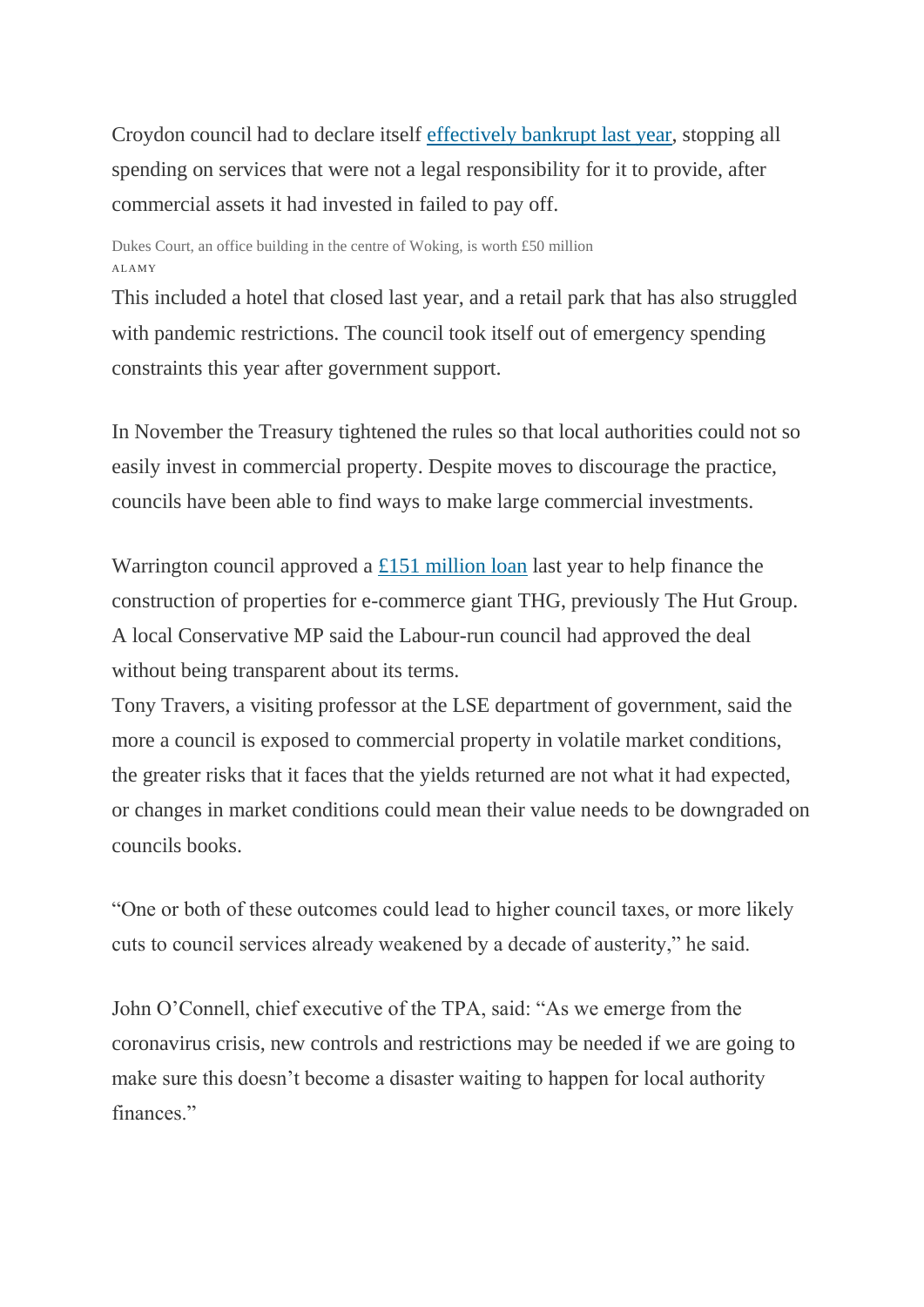Croydon council had to declare itself effectively bankrupt last year, stopping all spending on services that were not a legal responsibility for it to provide, after commercial assets it had invested in failed to pay off.

Dukes Court, an office building in the centre of Woking, is worth £50 million
ALAMY

This included a hotel that closed last year, and a retail park that has also struggled with pandemic restrictions. The council took itself out of emergency spending constraints this year after government support.

In November the Treasury tightened the rules so that local authorities could not so easily invest in commercial property. Despite moves to discourage the practice, councils have been able to find ways to make large commercial investments.

Warrington council approved a £151 million loan last year to help finance the construction of properties for e-commerce giant THG, previously The Hut Group. A local Conservative MP said the Labour-run council had approved the deal without being transparent about its terms.

Tony Travers, a visiting professor at the LSE department of government, said the more a council is exposed to commercial property in volatile market conditions, the greater risks that it faces that the yields returned are not what it had expected, or changes in market conditions could mean their value needs to be downgraded on councils books.

"One or both of these outcomes could lead to higher council taxes, or more likely cuts to council services already weakened by a decade of austerity," he said.

John O'Connell, chief executive of the TPA, said: "As we emerge from the coronavirus crisis, new controls and restrictions may be needed if we are going to make sure this doesn't become a disaster waiting to happen for local authority finances."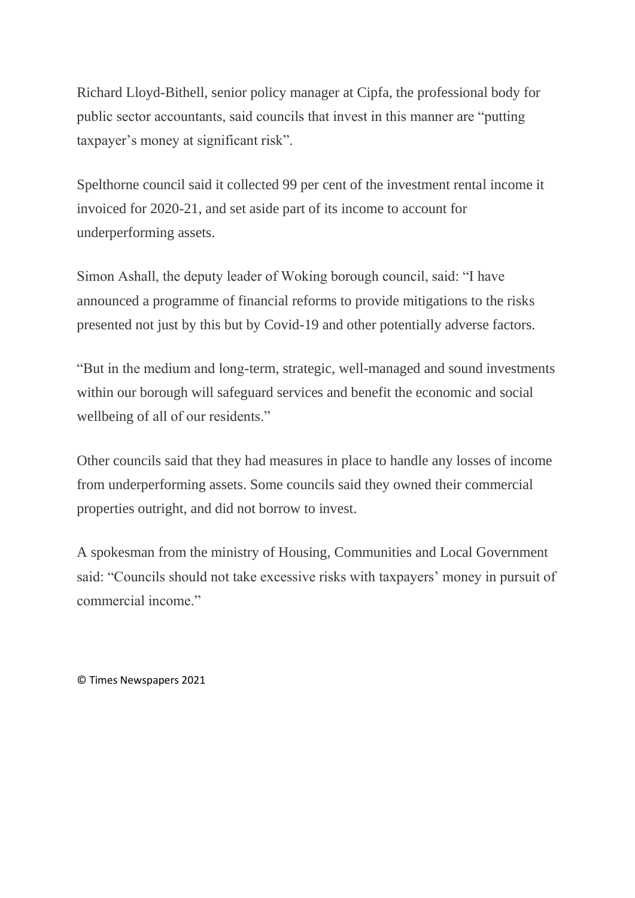Richard Lloyd-Bithell, senior policy manager at Cipfa, the professional body for public sector accountants, said councils that invest in this manner are "putting taxpayer's money at significant risk".

Spelthorne council said it collected 99 per cent of the investment rental income it invoiced for 2020-21, and set aside part of its income to account for underperforming assets.

Simon Ashall, the deputy leader of Woking borough council, said: "I have announced a programme of financial reforms to provide mitigations to the risks presented not just by this but by Covid-19 and other potentially adverse factors.

"But in the medium and long-term, strategic, well-managed and sound investments within our borough will safeguard services and benefit the economic and social wellbeing of all of our residents."

Other councils said that they had measures in place to handle any losses of income from underperforming assets. Some councils said they owned their commercial properties outright, and did not borrow to invest.

A spokesman from the ministry of Housing, Communities and Local Government said: "Councils should not take excessive risks with taxpayers' money in pursuit of commercial income."

© Times Newspapers 2021